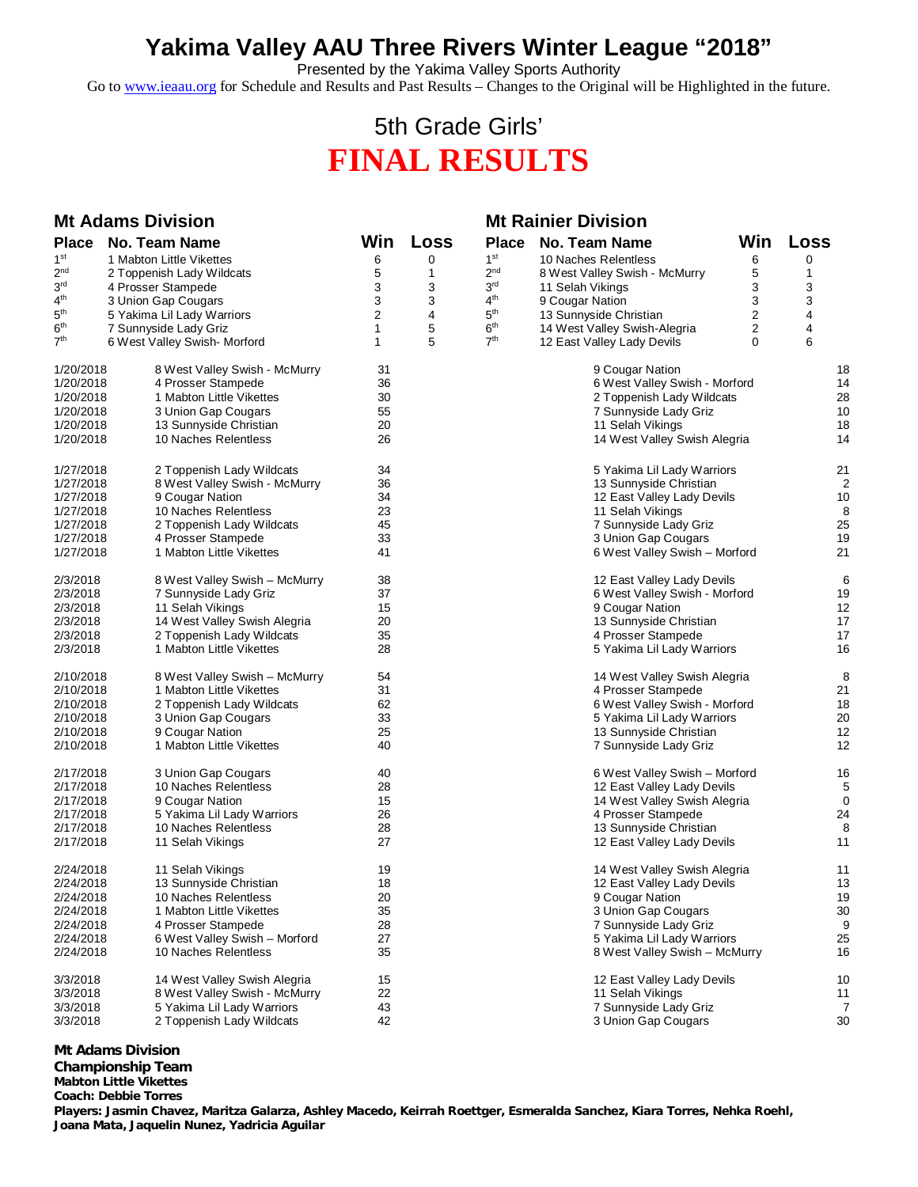# Yakima Valley AAU Three Rivers Winter League "2018"

Presented by the Yakima Valley Sports Authority

Go to www.ieaau.org for Schedule and Results and Past Results – Changes to the Original will be Highlighted in the future.

## 5th Grade Girls'

## FINAL RESULTS

### Mt Adams Division

| Place | No. Team Name | Win | Loss |
|---|---|---|---|
| 1st | 1 Mabton Little Vikettes | 6 | 0 |
| 2nd | 2 Toppenish Lady Wildcats | 5 | 1 |
| 3rd | 4 Prosser Stampede | 3 | 3 |
| 4th | 3 Union Gap Cougars | 3 | 3 |
| 5th | 5 Yakima Lil Lady Warriors | 2 | 4 |
| 6th | 7 Sunnyside Lady Griz | 1 | 5 |
| 7th | 6 West Valley Swish- Morford | 1 | 5 |

### Mt Rainier Division

| Place | No. Team Name | Win | Loss |
|---|---|---|---|
| 1st | 10 Naches Relentless | 6 | 0 |
| 2nd | 8 West Valley Swish - McMurry | 5 | 1 |
| 3rd | 11 Selah Vikings | 3 | 3 |
| 4th | 9 Cougar Nation | 3 | 3 |
| 5th | 13 Sunnyside Christian | 2 | 4 |
| 6th | 14 West Valley Swish-Alegria | 2 | 4 |
| 7th | 12 East Valley Lady Devils | 0 | 6 |

| Date | Team | Score | Opponent | Score |
|---|---|---|---|---|
| 1/20/2018 | 8 West Valley Swish - McMurry | 31 | 9 Cougar Nation | 18 |
| 1/20/2018 | 4 Prosser Stampede | 36 | 6 West Valley Swish - Morford | 14 |
| 1/20/2018 | 1 Mabton Little Vikettes | 30 | 2 Toppenish Lady Wildcats | 28 |
| 1/20/2018 | 3 Union Gap Cougars | 55 | 7 Sunnyside Lady Griz | 10 |
| 1/20/2018 | 13 Sunnyside Christian | 20 | 11 Selah Vikings | 18 |
| 1/20/2018 | 10 Naches Relentless | 26 | 14 West Valley Swish Alegria | 14 |
| 1/27/2018 | 2 Toppenish Lady Wildcats | 34 | 5 Yakima Lil Lady Warriors | 21 |
| 1/27/2018 | 8 West Valley Swish - McMurry | 36 | 13 Sunnyside Christian | 2 |
| 1/27/2018 | 9 Cougar Nation | 34 | 12 East Valley Lady Devils | 10 |
| 1/27/2018 | 10 Naches Relentless | 23 | 11 Selah Vikings | 8 |
| 1/27/2018 | 2 Toppenish Lady Wildcats | 45 | 7 Sunnyside Lady Griz | 25 |
| 1/27/2018 | 4 Prosser Stampede | 33 | 3 Union Gap Cougars | 19 |
| 1/27/2018 | 1 Mabton Little Vikettes | 41 | 6 West Valley Swish – Morford | 21 |
| 2/3/2018 | 8 West Valley Swish – McMurry | 38 | 12 East Valley Lady Devils | 6 |
| 2/3/2018 | 7 Sunnyside Lady Griz | 37 | 6 West Valley Swish - Morford | 19 |
| 2/3/2018 | 11 Selah Vikings | 15 | 9 Cougar Nation | 12 |
| 2/3/2018 | 14 West Valley Swish Alegria | 20 | 13 Sunnyside Christian | 17 |
| 2/3/2018 | 2 Toppenish Lady Wildcats | 35 | 4 Prosser Stampede | 17 |
| 2/3/2018 | 1 Mabton Little Vikettes | 28 | 5 Yakima Lil Lady Warriors | 16 |
| 2/10/2018 | 8 West Valley Swish – McMurry | 54 | 14 West Valley Swish Alegria | 8 |
| 2/10/2018 | 1 Mabton Little Vikettes | 31 | 4 Prosser Stampede | 21 |
| 2/10/2018 | 2 Toppenish Lady Wildcats | 62 | 6 West Valley Swish - Morford | 18 |
| 2/10/2018 | 3 Union Gap Cougars | 33 | 5 Yakima Lil Lady Warriors | 20 |
| 2/10/2018 | 9 Cougar Nation | 25 | 13 Sunnyside Christian | 12 |
| 2/10/2018 | 1 Mabton Little Vikettes | 40 | 7 Sunnyside Lady Griz | 12 |
| 2/17/2018 | 3 Union Gap Cougars | 40 | 6 West Valley Swish – Morford | 16 |
| 2/17/2018 | 10 Naches Relentless | 28 | 12 East Valley Lady Devils | 5 |
| 2/17/2018 | 9 Cougar Nation | 15 | 14 West Valley Swish Alegria | 0 |
| 2/17/2018 | 5 Yakima Lil Lady Warriors | 26 | 4 Prosser Stampede | 24 |
| 2/17/2018 | 10 Naches Relentless | 28 | 13 Sunnyside Christian | 8 |
| 2/17/2018 | 11 Selah Vikings | 27 | 12 East Valley Lady Devils | 11 |
| 2/24/2018 | 11 Selah Vikings | 19 | 14 West Valley Swish Alegria | 11 |
| 2/24/2018 | 13 Sunnyside Christian | 18 | 12 East Valley Lady Devils | 13 |
| 2/24/2018 | 10 Naches Relentless | 20 | 9 Cougar Nation | 19 |
| 2/24/2018 | 1 Mabton Little Vikettes | 35 | 3 Union Gap Cougars | 30 |
| 2/24/2018 | 4 Prosser Stampede | 28 | 7 Sunnyside Lady Griz | 9 |
| 2/24/2018 | 6 West Valley Swish – Morford | 27 | 5 Yakima Lil Lady Warriors | 25 |
| 2/24/2018 | 10 Naches Relentless | 35 | 8 West Valley Swish – McMurry | 16 |
| 3/3/2018 | 14 West Valley Swish Alegria | 15 | 12 East Valley Lady Devils | 10 |
| 3/3/2018 | 8 West Valley Swish - McMurry | 22 | 11 Selah Vikings | 11 |
| 3/3/2018 | 5 Yakima Lil Lady Warriors | 43 | 7 Sunnyside Lady Griz | 7 |
| 3/3/2018 | 2 Toppenish Lady Wildcats | 42 | 3 Union Gap Cougars | 30 |

**Mt Adams Division**
**Championship Team**
**Mabton Little Vikettes**
**Coach: Debbie Torres**
**Players: Jasmin Chavez, Maritza Galarza, Ashley Macedo, Keirrah Roettger, Esmeralda Sanchez, Kiara Torres, Nehka Roehl, Joana Mata, Jaquelin Nunez, Yadricia Aguilar**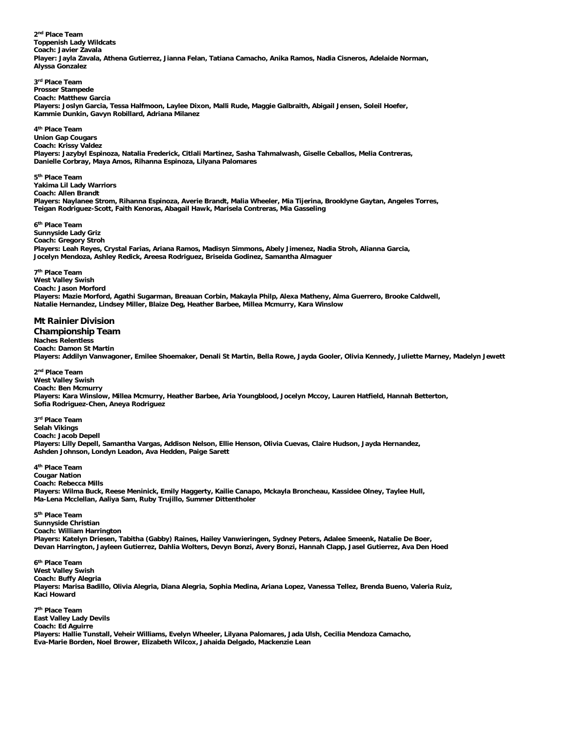**2nd Place Team**
**Toppenish Lady Wildcats**
**Coach: Javier Zavala**
**Player: Jayla Zavala, Athena Gutierrez, Jianna Felan, Tatiana Camacho, Anika Ramos, Nadia Cisneros, Adelaide Norman, Alyssa Gonzalez**

**3rd Place Team**
**Prosser Stampede**
**Coach: Matthew Garcia**
**Players: Joslyn Garcia, Tessa Halfmoon, Laylee Dixon, Malli Rude, Maggie Galbraith, Abigail Jensen, Soleil Hoefer, Kammie Dunkin, Gavyn Robillard, Adriana Milanez**

**4th Place Team**
**Union Gap Cougars**
**Coach: Krissy Valdez**
**Players: Jazybyl Espinoza, Natalia Frederick, Citlali Martinez, Sasha Tahmalwash, Giselle Ceballos, Melia Contreras, Danielle Corbray, Maya Amos, Rihanna Espinoza, Lilyana Palomares**

**5th Place Team**
**Yakima Lil Lady Warriors**
**Coach: Allen Brandt**
**Players: Naylanee Strom, Rihanna Espinoza, Averie Brandt, Malia Wheeler, Mia Tijerina, Brooklyne Gaytan, Angeles Torres, Teigan Rodriguez-Scott, Faith Kenoras, Abagail Hawk, Marisela Contreras, Mia Gasseling**

**6th Place Team**
**Sunnyside Lady Griz**
**Coach: Gregory Stroh**
**Players: Leah Reyes, Crystal Farias, Ariana Ramos, Madisyn Simmons, Abely Jimenez, Nadia Stroh, Alianna Garcia, Jocelyn Mendoza, Ashley Redick, Areesa Rodriguez, Briseida Godinez, Samantha Almaguer**

**7th Place Team**
**West Valley Swish**
**Coach: Jason Morford**
**Players: Mazie Morford, Agathi Sugarman, Breauan Corbin, Makayla Philp, Alexa Matheny, Alma Guerrero, Brooke Caldwell, Natalie Hernandez, Lindsey Miller, Blaize Deg, Heather Barbee, Millea Mcmurry, Kara Winslow**

## Mt Rainier Division

### Championship Team

**Naches Relentless**
**Coach: Damon St Martin**
**Players: Addilyn Vanwagoner, Emilee Shoemaker, Denali St Martin, Bella Rowe, Jayda Gooler, Olivia Kennedy, Juliette Marney, Madelyn Jewett**

**2nd Place Team**
**West Valley Swish**
**Coach: Ben Mcmurry**
**Players: Kara Winslow, Millea Mcmurry, Heather Barbee, Aria Youngblood, Jocelyn Mccoy, Lauren Hatfield, Hannah Betterton, Sofia Rodriguez-Chen, Aneya Rodriguez**

**3rd Place Team**
**Selah Vikings**
**Coach: Jacob Depell**
**Players: Lilly Depell, Samantha Vargas, Addison Nelson, Ellie Henson, Olivia Cuevas, Claire Hudson, Jayda Hernandez, Ashden Johnson, Londyn Leadon, Ava Hedden, Paige Sarett**

**4th Place Team**
**Cougar Nation**
**Coach: Rebecca Mills**
**Players: Wilma Buck, Reese Meninick, Emily Haggerty, Kailie Canapo, Mckayla Broncheau, Kassidee Olney, Taylee Hull, Ma-Lena Mcclellan, Aaliya Sam, Ruby Trujillo, Summer Dittentholer**

**5th Place Team**
**Sunnyside Christian**
**Coach: William Harrington**
**Players: Katelyn Driesen, Tabitha (Gabby) Raines, Hailey Vanwieringen, Sydney Peters, Adalee Smeenk, Natalie De Boer, Devan Harrington, Jayleen Gutierrez, Dahlia Wolters, Devyn Bonzi, Avery Bonzi, Hannah Clapp, Jasel Gutierrez, Ava Den Hoed**

**6th Place Team**
**West Valley Swish**
**Coach: Buffy Alegria**
**Players: Marisa Badillo, Olivia Alegria, Diana Alegria, Sophia Medina, Ariana Lopez, Vanessa Tellez, Brenda Bueno, Valeria Ruiz, Kaci Howard**

**7th Place Team**
**East Valley Lady Devils**
**Coach: Ed Aguirre**
**Players: Hallie Tunstall, Veheir Williams, Evelyn Wheeler, Lilyana Palomares, Jada Ulsh, Cecilia Mendoza Camacho, Eva-Marie Borden, Noel Brower, Elizabeth Wilcox, Jahaida Delgado, Mackenzie Lean**